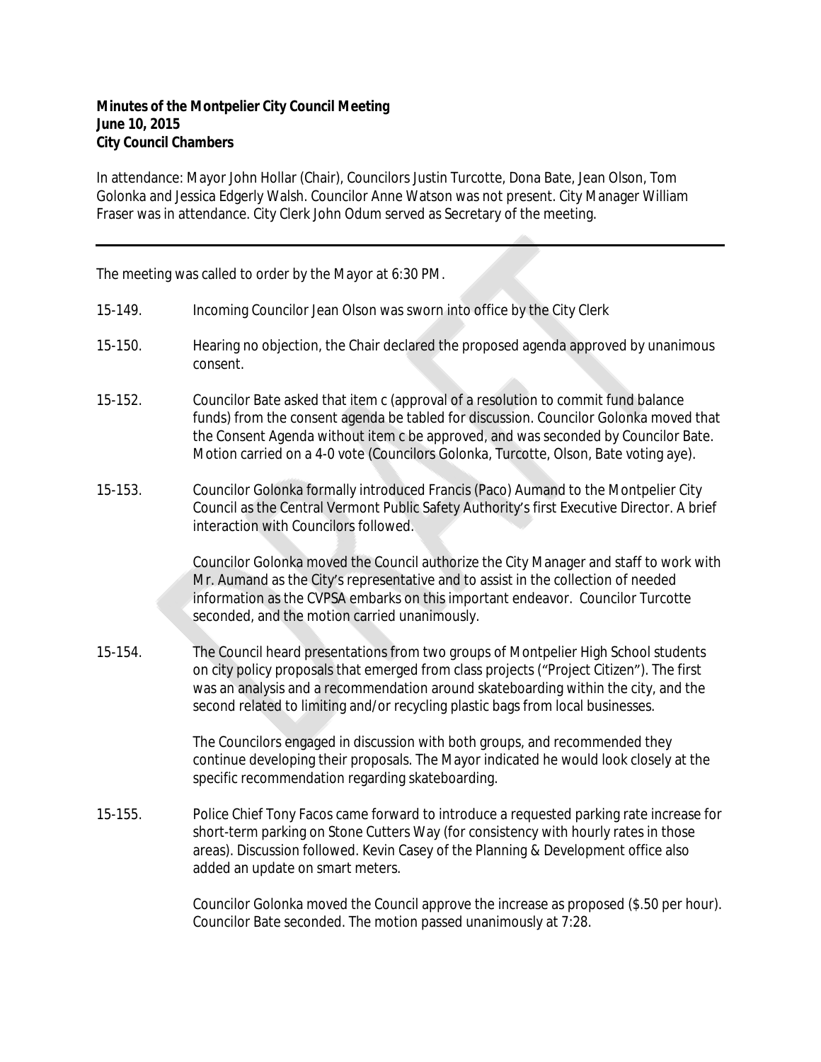**Minutes of the Montpelier City Council Meeting**
**June 10, 2015**
**City Council Chambers**

In attendance: Mayor John Hollar (Chair), Councilors Justin Turcotte, Dona Bate, Jean Olson, Tom Golonka and Jessica Edgerly Walsh. Councilor Anne Watson was not present. City Manager William Fraser was in attendance. City Clerk John Odum served as Secretary of the meeting.

---

The meeting was called to order by the Mayor at 6:30 PM.

15-149. Incoming Councilor Jean Olson was sworn into office by the City Clerk

15-150. Hearing no objection, the Chair declared the proposed agenda approved by unanimous consent.

15-152. Councilor Bate asked that item c (approval of a resolution to commit fund balance funds) from the consent agenda be tabled for discussion. Councilor Golonka moved that the Consent Agenda without item c be approved, and was seconded by Councilor Bate. Motion carried on a 4-0 vote (Councilors Golonka, Turcotte, Olson, Bate voting aye).

15-153. Councilor Golonka formally introduced Francis (Paco) Aumand to the Montpelier City Council as the Central Vermont Public Safety Authority's first Executive Director. A brief interaction with Councilors followed.

Councilor Golonka moved the Council authorize the City Manager and staff to work with Mr. Aumand as the City's representative and to assist in the collection of needed information as the CVPSA embarks on this important endeavor. Councilor Turcotte seconded, and the motion carried unanimously.

15-154. The Council heard presentations from two groups of Montpelier High School students on city policy proposals that emerged from class projects ("Project Citizen"). The first was an analysis and a recommendation around skateboarding within the city, and the second related to limiting and/or recycling plastic bags from local businesses.

The Councilors engaged in discussion with both groups, and recommended they continue developing their proposals. The Mayor indicated he would look closely at the specific recommendation regarding skateboarding.

15-155. Police Chief Tony Facos came forward to introduce a requested parking rate increase for short-term parking on Stone Cutters Way (for consistency with hourly rates in those areas). Discussion followed. Kevin Casey of the Planning & Development office also added an update on smart meters.

Councilor Golonka moved the Council approve the increase as proposed ($.50 per hour). Councilor Bate seconded. The motion passed unanimously at 7:28.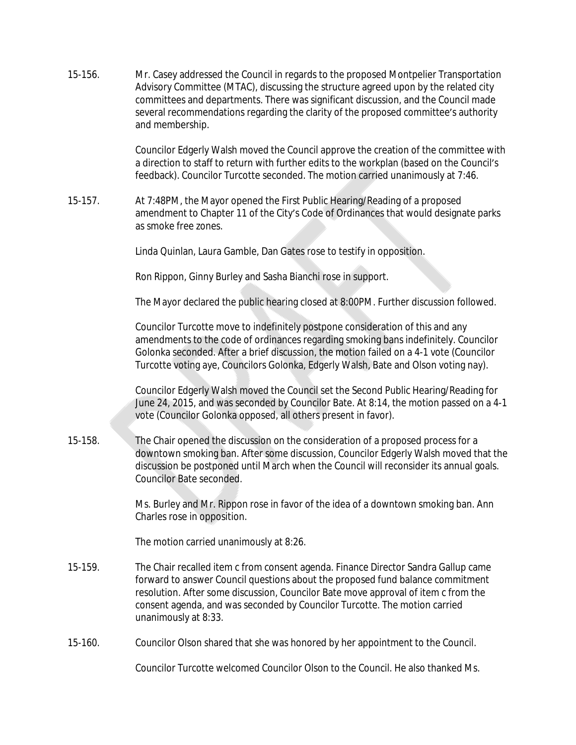15-156. Mr. Casey addressed the Council in regards to the proposed Montpelier Transportation Advisory Committee (MTAC), discussing the structure agreed upon by the related city committees and departments. There was significant discussion, and the Council made several recommendations regarding the clarity of the proposed committee's authority and membership.

Councilor Edgerly Walsh moved the Council approve the creation of the committee with a direction to staff to return with further edits to the workplan (based on the Council's feedback). Councilor Turcotte seconded. The motion carried unanimously at 7:46.

15-157. At 7:48PM, the Mayor opened the First Public Hearing/Reading of a proposed amendment to Chapter 11 of the City's Code of Ordinances that would designate parks as smoke free zones.

Linda Quinlan, Laura Gamble, Dan Gates rose to testify in opposition.

Ron Rippon, Ginny Burley and Sasha Bianchi rose in support.

The Mayor declared the public hearing closed at 8:00PM. Further discussion followed.

Councilor Turcotte move to indefinitely postpone consideration of this and any amendments to the code of ordinances regarding smoking bans indefinitely. Councilor Golonka seconded. After a brief discussion, the motion failed on a 4-1 vote (Councilor Turcotte voting aye, Councilors Golonka, Edgerly Walsh, Bate and Olson voting nay).

Councilor Edgerly Walsh moved the Council set the Second Public Hearing/Reading for June 24, 2015, and was seconded by Councilor Bate. At 8:14, the motion passed on a 4-1 vote (Councilor Golonka opposed, all others present in favor).

15-158. The Chair opened the discussion on the consideration of a proposed process for a downtown smoking ban. After some discussion, Councilor Edgerly Walsh moved that the discussion be postponed until March when the Council will reconsider its annual goals. Councilor Bate seconded.

Ms. Burley and Mr. Rippon rose in favor of the idea of a downtown smoking ban. Ann Charles rose in opposition.

The motion carried unanimously at 8:26.

15-159. The Chair recalled item c from consent agenda. Finance Director Sandra Gallup came forward to answer Council questions about the proposed fund balance commitment resolution. After some discussion, Councilor Bate move approval of item c from the consent agenda, and was seconded by Councilor Turcotte. The motion carried unanimously at 8:33.

15-160. Councilor Olson shared that she was honored by her appointment to the Council.

Councilor Turcotte welcomed Councilor Olson to the Council. He also thanked Ms.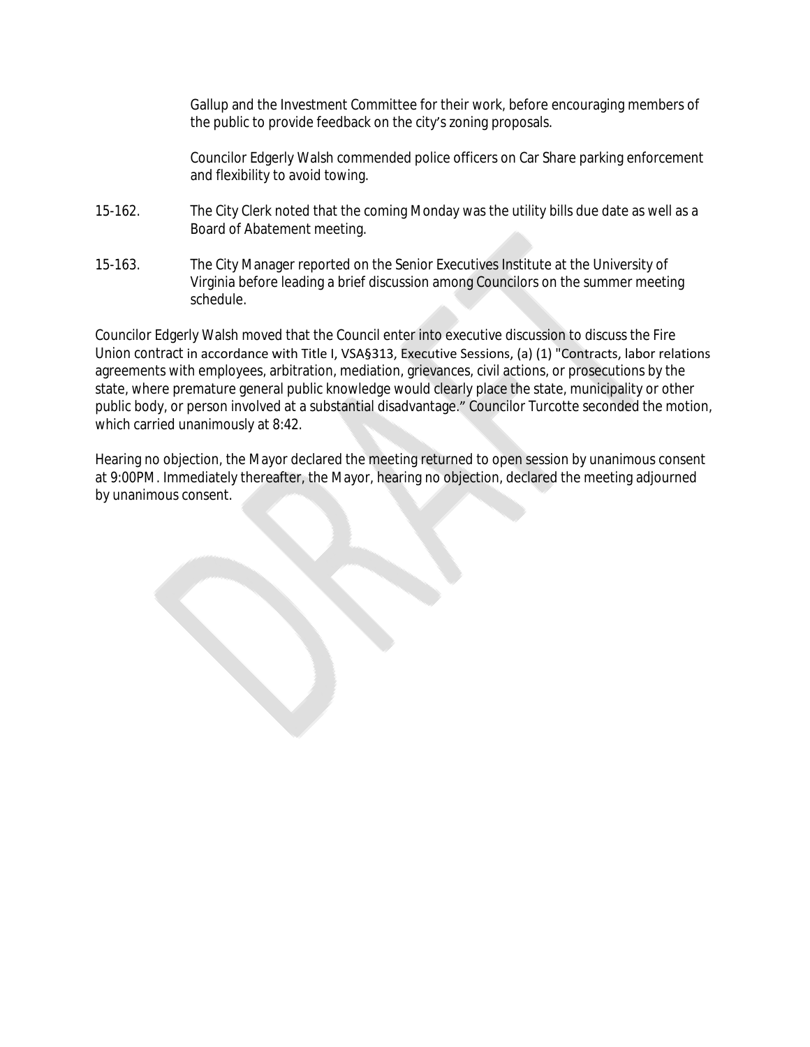Gallup and the Investment Committee for their work, before encouraging members of the public to provide feedback on the city's zoning proposals.

Councilor Edgerly Walsh commended police officers on Car Share parking enforcement and flexibility to avoid towing.

15-162. The City Clerk noted that the coming Monday was the utility bills due date as well as a Board of Abatement meeting.

15-163. The City Manager reported on the Senior Executives Institute at the University of Virginia before leading a brief discussion among Councilors on the summer meeting schedule.

Councilor Edgerly Walsh moved that the Council enter into executive discussion to discuss the Fire Union contract in accordance with Title I, VSA§313, Executive Sessions, (a) (1) "Contracts, labor relations agreements with employees, arbitration, mediation, grievances, civil actions, or prosecutions by the state, where premature general public knowledge would clearly place the state, municipality or other public body, or person involved at a substantial disadvantage." Councilor Turcotte seconded the motion, which carried unanimously at 8:42.

Hearing no objection, the Mayor declared the meeting returned to open session by unanimous consent at 9:00PM. Immediately thereafter, the Mayor, hearing no objection, declared the meeting adjourned by unanimous consent.